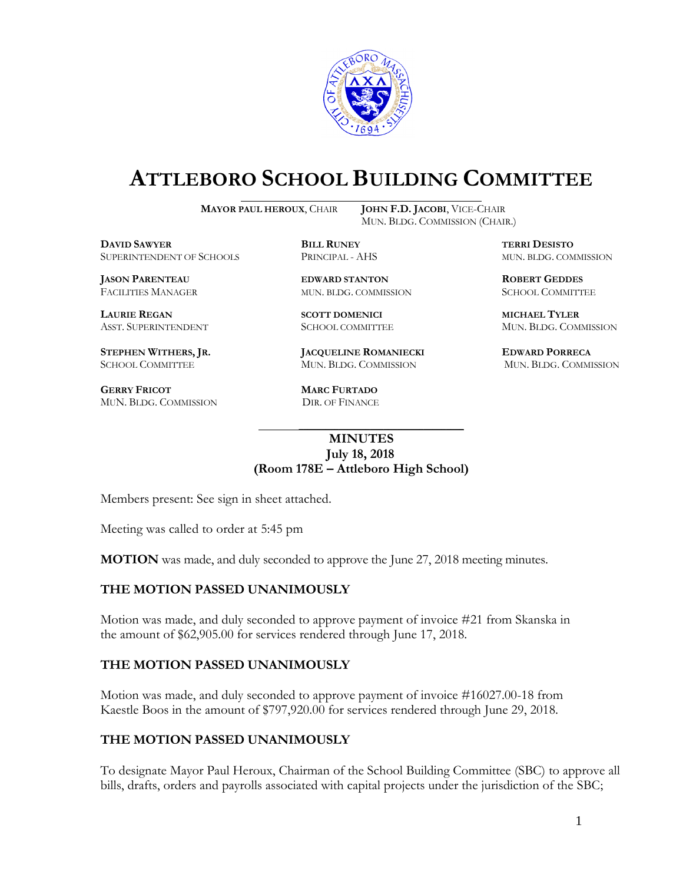# ATTLEBORO SCHOOL BUILDING COMMITTEE

**MAYOR PAUL HEROUX**, CHAIR
**JOHN F.D. JACOBI**, VICE-CHAIR
MUN. BLDG. COMMISSION (CHAIR.)

**DAVID SAWYER**
SUPERINTENDENT OF SCHOOLS

**BILL RUNEY**
PRINCIPAL - AHS

**TERRI DESISTO**
MUN. BLDG. COMMISSION

**JASON PARENTEAU**
FACILITIES MANAGER

**EDWARD STANTON**
MUN. BLDG. COMMISSION

**ROBERT GEDDES**
SCHOOL COMMITTEE

**LAURIE REGAN**
ASST. SUPERINTENDENT

**SCOTT DOMENICI**
SCHOOL COMMITTEE

**MICHAEL TYLER**
MUN. BLDG. COMMISSION

**STEPHEN WITHERS, JR.**
SCHOOL COMMITTEE

**JACQUELINE ROMANIECKI**
MUN. BLDG. COMMISSION

**EDWARD PORRECA**
MUN. BLDG. COMMISSION

**GERRY FRICOT**
MUN. BLDG. COMMISSION

**MARC FURTADO**
DIR. OF FINANCE

**MINUTES**
**July 18, 2018**
**(Room 178E – Attleboro High School)**

Members present: See sign in sheet attached.

Meeting was called to order at 5:45 pm

**MOTION** was made, and duly seconded to approve the June 27, 2018 meeting minutes.

**THE MOTION PASSED UNANIMOUSLY**

Motion was made, and duly seconded to approve payment of invoice #21 from Skanska in the amount of $62,905.00 for services rendered through June 17, 2018.

**THE MOTION PASSED UNANIMOUSLY**

Motion was made, and duly seconded to approve payment of invoice #16027.00-18 from Kaestle Boos in the amount of $797,920.00 for services rendered through June 29, 2018.

**THE MOTION PASSED UNANIMOUSLY**

To designate Mayor Paul Heroux, Chairman of the School Building Committee (SBC) to approve all bills, drafts, orders and payrolls associated with capital projects under the jurisdiction of the SBC;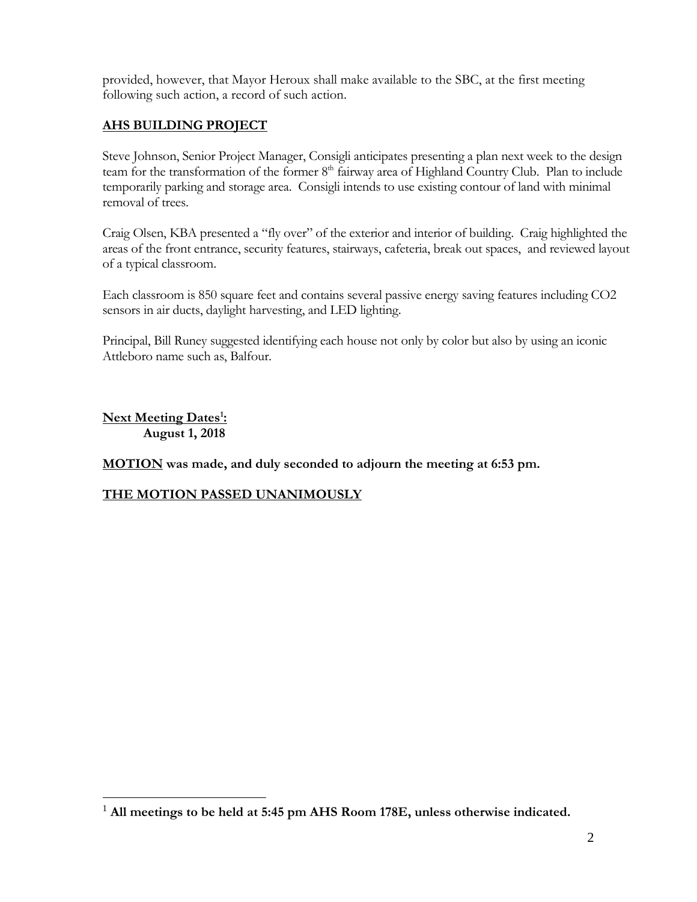provided, however, that Mayor Heroux shall make available to the SBC, at the first meeting following such action, a record of such action.

## AHS BUILDING PROJECT

Steve Johnson, Senior Project Manager, Consigli anticipates presenting a plan next week to the design team for the transformation of the former 8th fairway area of Highland Country Club. Plan to include temporarily parking and storage area. Consigli intends to use existing contour of land with minimal removal of trees.

Craig Olsen, KBA presented a "fly over" of the exterior and interior of building. Craig highlighted the areas of the front entrance, security features, stairways, cafeteria, break out spaces, and reviewed layout of a typical classroom.

Each classroom is 850 square feet and contains several passive energy saving features including $CO_2$ sensors in air ducts, daylight harvesting, and LED lighting.

Principal, Bill Runey suggested identifying each house not only by color but also by using an iconic Attleboro name such as, Balfour.

**Next Meeting Dates[1]:**
**August 1, 2018**

**MOTION was made, and duly seconded to adjourn the meeting at 6:53 pm.**

**THE MOTION PASSED UNANIMOUSLY**

---

[1] **All meetings to be held at 5:45 pm AHS Room 178E, unless otherwise indicated.**